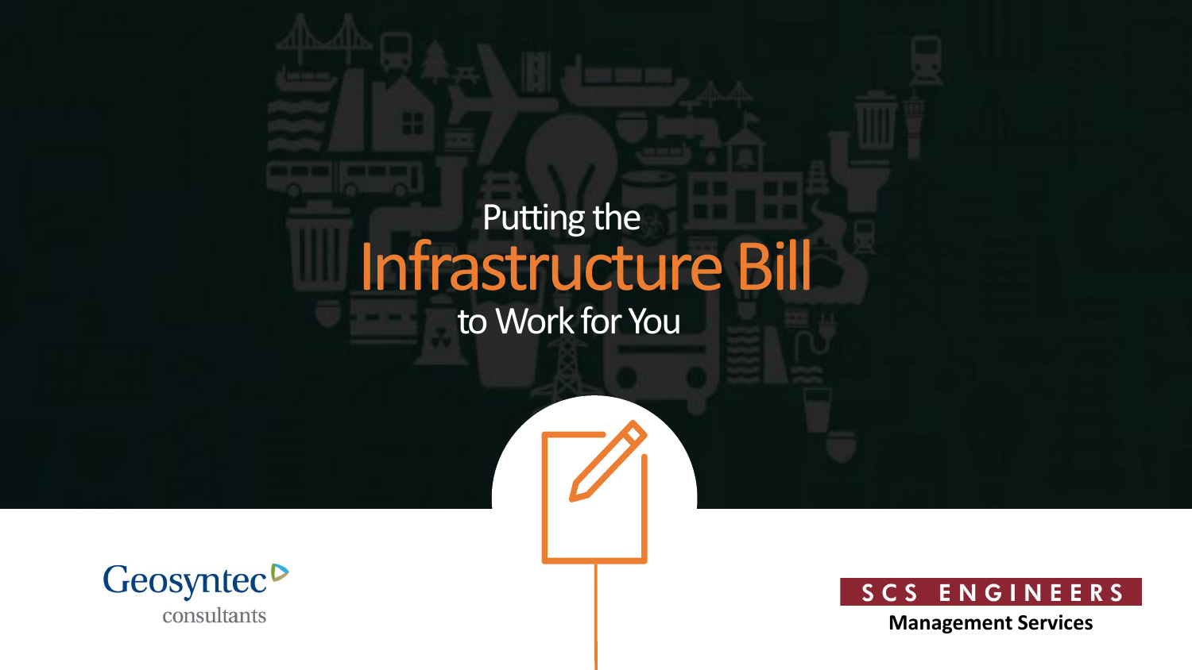# Putting the Infrastructure Bill to Work for You

Geosyntec consultants

SCS ENGINEERS

Management Services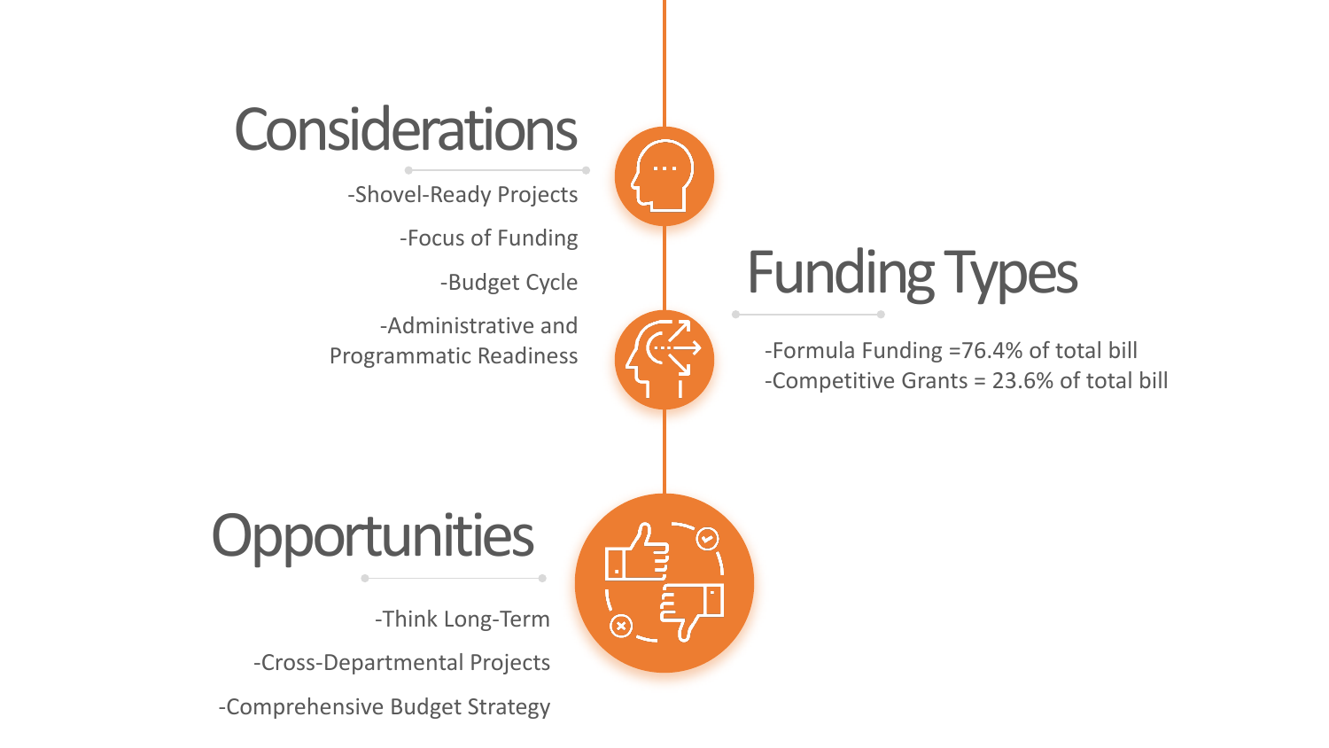## Considerations

-Shovel-Ready Projects

-Focus of Funding

-Budget Cycle

-Administrative and Programmatic Readiness

## Funding Types

-Formula Funding =76.4% of total bill
-Competitive Grants = 23.6% of total bill

## Opportunities

-Think Long-Term

-Cross-Departmental Projects

-Comprehensive Budget Strategy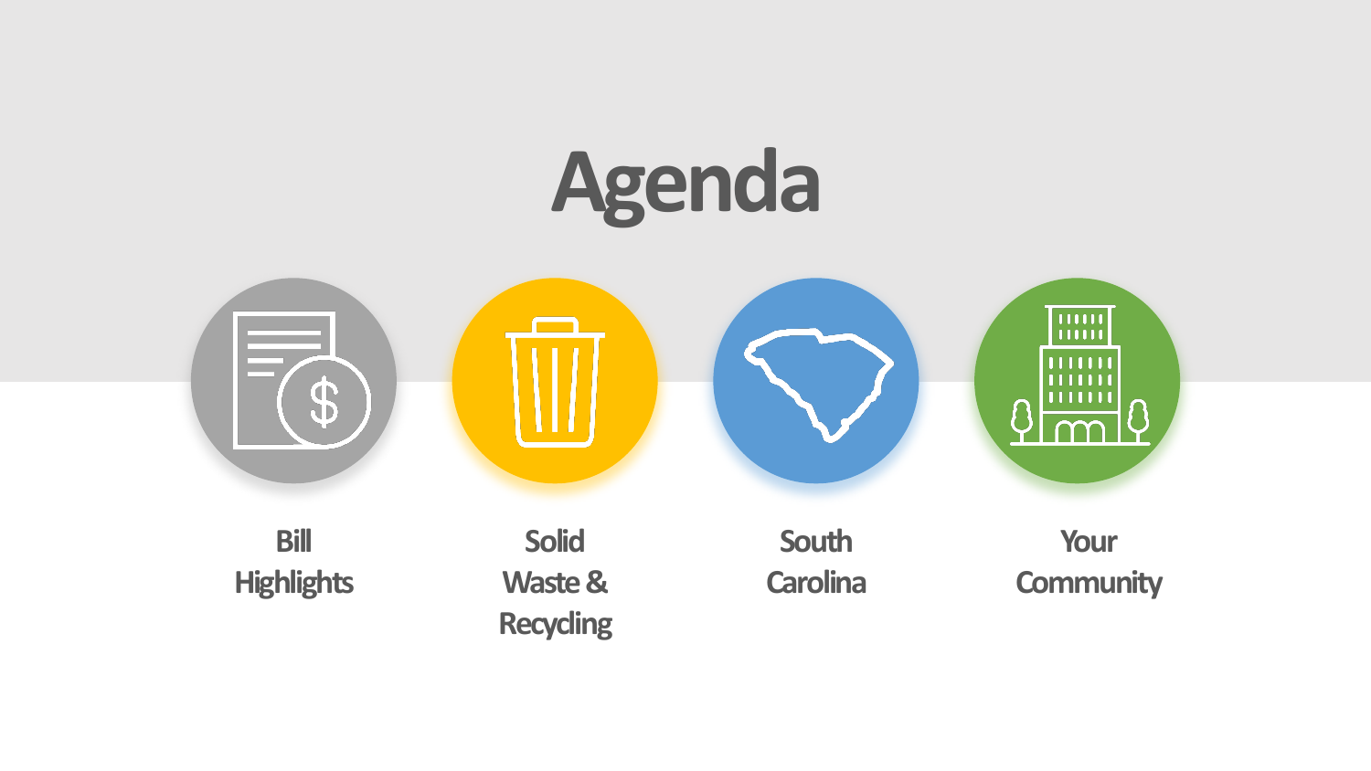# Agenda

- Bill Highlights
- Solid Waste & Recycling
- South Carolina
- Your Community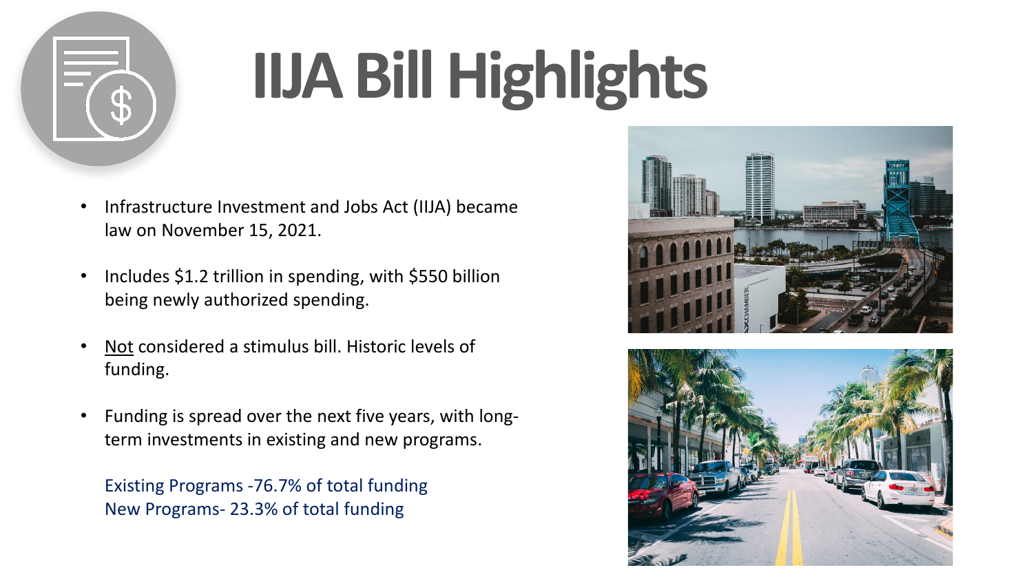# IIJA Bill Highlights

- Infrastructure Investment and Jobs Act (IIJA) became law on November 15, 2021.
- Includes $1.2 trillion in spending, with $550 billion being newly authorized spending.
- Not considered a stimulus bill. Historic levels of funding.
- Funding is spread over the next five years, with long-term investments in existing and new programs.

  Existing Programs -76.7% of total funding
  New Programs- 23.3% of total funding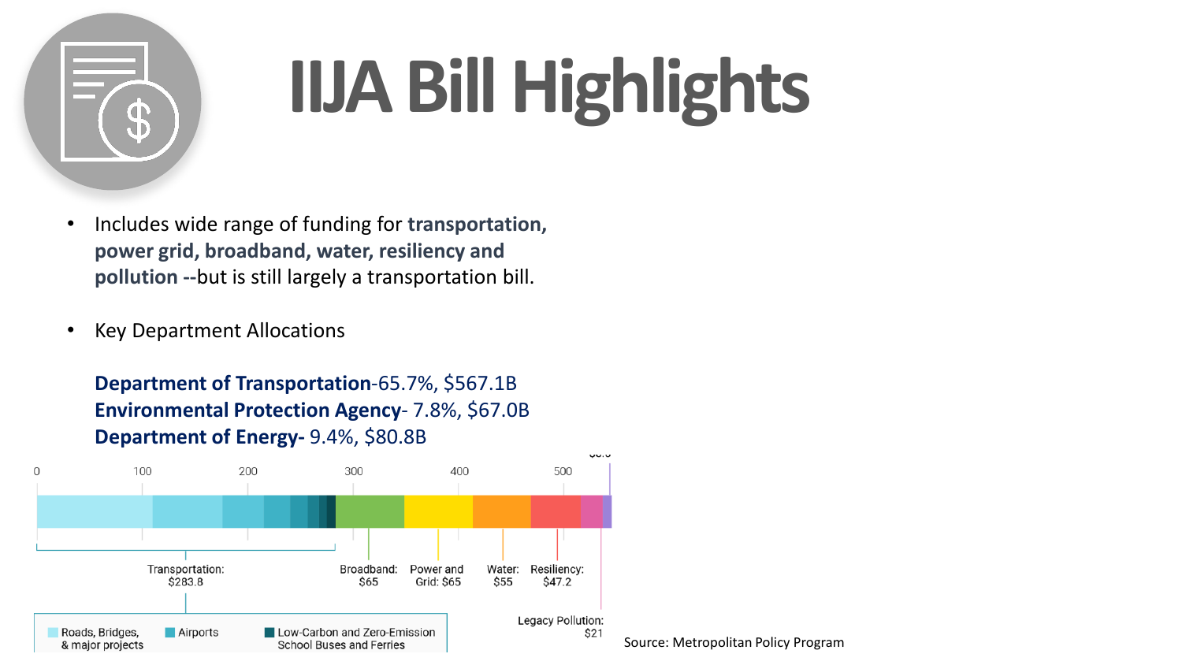# IIJA Bill Highlights

- Includes wide range of funding for **transportation, power grid, broadband, water, resiliency and pollution** --but is still largely a transportation bill.

- Key Department Allocations

**Department of Transportation**-65.7%, $567.1B
**Environmental Protection Agency**- 7.8%, $67.0B
**Department of Energy-** 9.4%, $80.8B

0 100 200 300 400 500

Transportation: $283.8

Broadband: $65

Power and Grid: $65

Water: $55

Resiliency: $47.2

Legacy Pollution: $21

Roads, Bridges, & major projects

Airports

Low-Carbon and Zero-Emission School Buses and Ferries

Source: Metropolitan Policy Program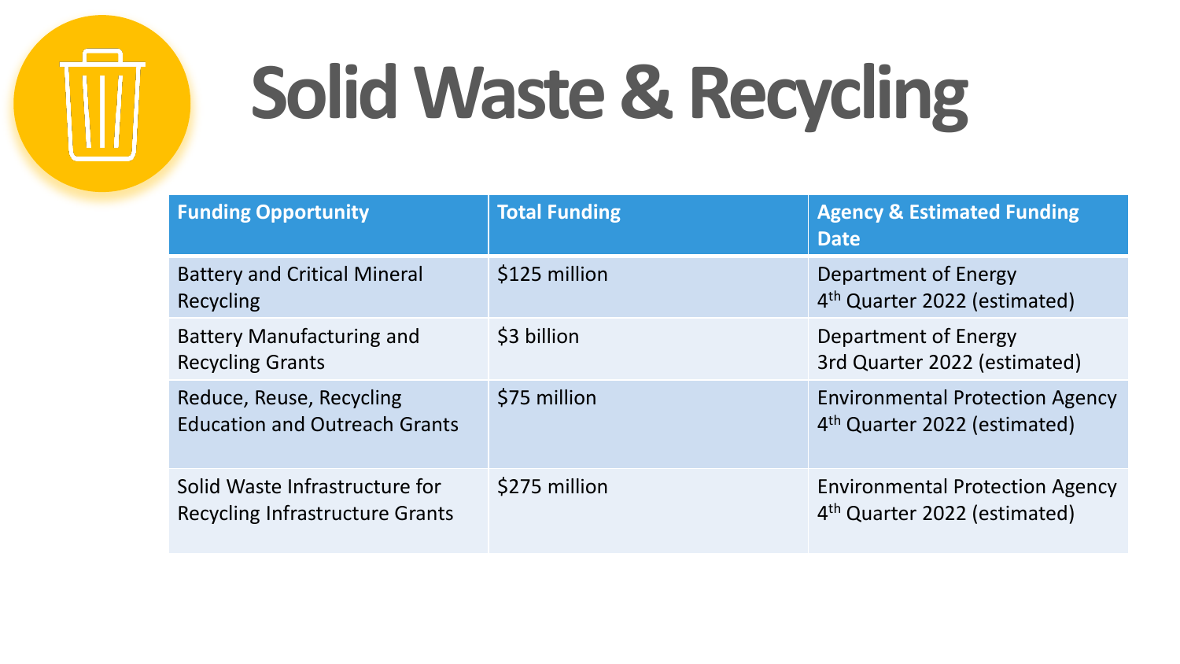# Solid Waste & Recycling

| Funding Opportunity | Total Funding | Agency & Estimated Funding Date |
|---|---|---|
| Battery and Critical Mineral Recycling | $125 million | Department of Energy<br>4th Quarter 2022 (estimated) |
| Battery Manufacturing and Recycling Grants | $3 billion | Department of Energy<br>3rd Quarter 2022 (estimated) |
| Reduce, Reuse, Recycling Education and Outreach Grants | $75 million | Environmental Protection Agency<br>4th Quarter 2022 (estimated) |
| Solid Waste Infrastructure for Recycling Infrastructure Grants | $275 million | Environmental Protection Agency<br>4th Quarter 2022 (estimated) |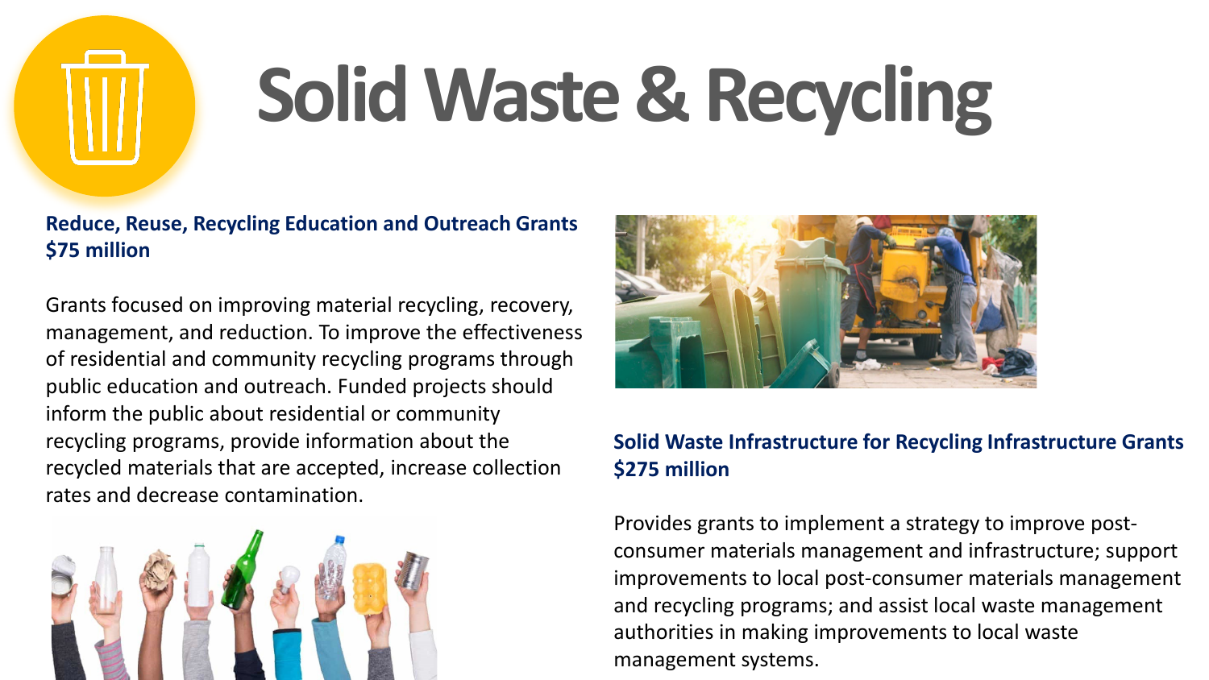# Solid Waste & Recycling

**Reduce, Reuse, Recycling Education and Outreach Grants**
**$75 million**

Grants focused on improving material recycling, recovery, management, and reduction. To improve the effectiveness of residential and community recycling programs through public education and outreach. Funded projects should inform the public about residential or community recycling programs, provide information about the recycled materials that are accepted, increase collection rates and decrease contamination.

**Solid Waste Infrastructure for Recycling Infrastructure Grants**
**$275 million**

Provides grants to implement a strategy to improve post-consumer materials management and infrastructure; support improvements to local post-consumer materials management and recycling programs; and assist local waste management authorities in making improvements to local waste management systems.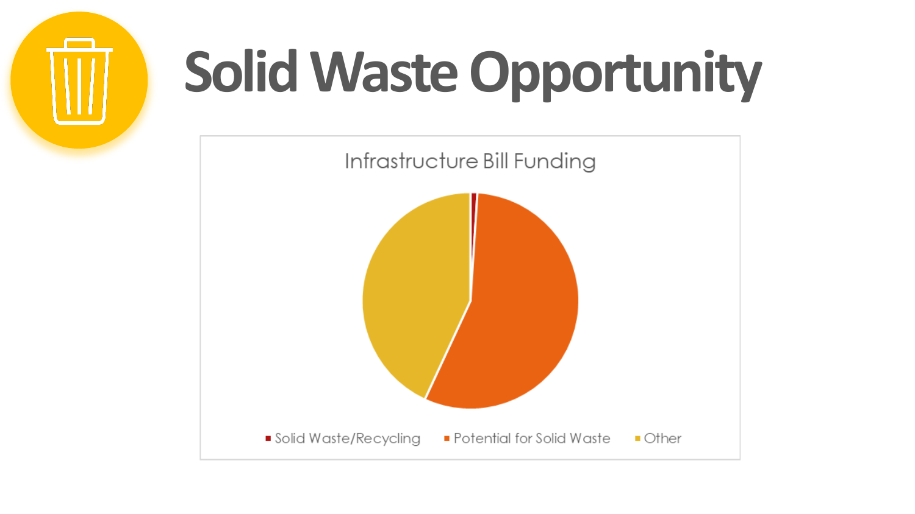# Solid Waste Opportunity

Infrastructure Bill Funding

- Solid Waste/Recycling
- Potential for Solid Waste
- Other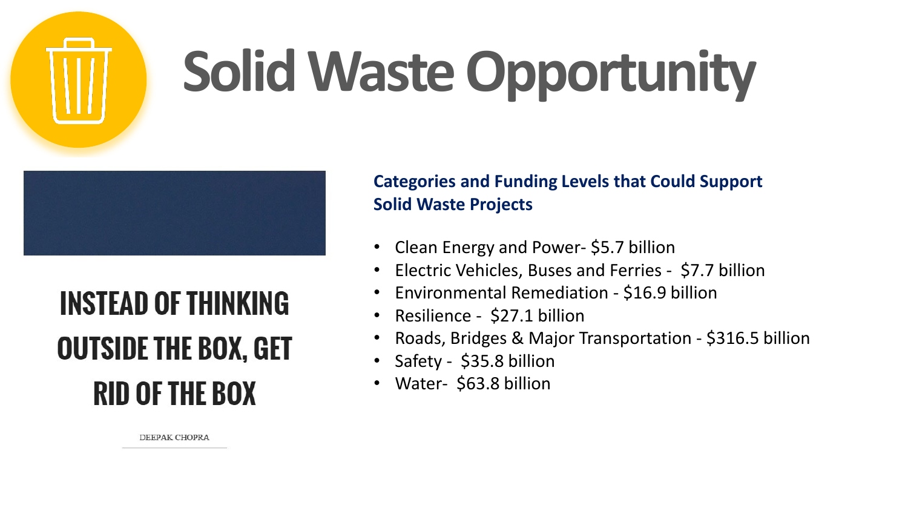# Solid Waste Opportunity

INSTEAD OF THINKING OUTSIDE THE BOX, GET RID OF THE BOX

DEEPAK CHOPRA

**Categories and Funding Levels that Could Support Solid Waste Projects**

- Clean Energy and Power- $5.7 billion
- Electric Vehicles, Buses and Ferries - $7.7 billion
- Environmental Remediation - $16.9 billion
- Resilience - $27.1 billion
- Roads, Bridges & Major Transportation - $316.5 billion
- Safety - $35.8 billion
- Water- $63.8 billion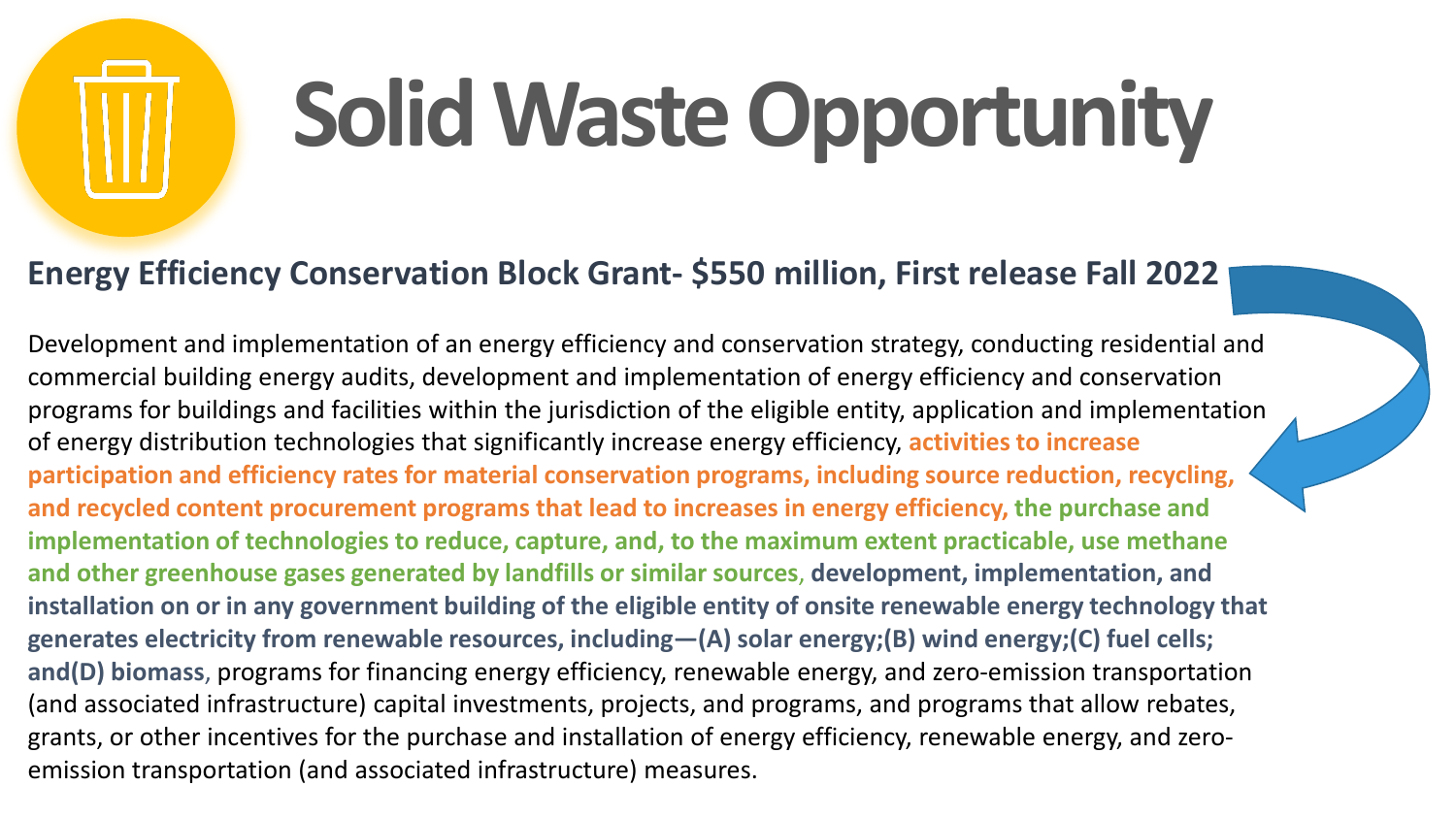# Solid Waste Opportunity

## Energy Efficiency Conservation Block Grant- $550 million, First release Fall 2022

Development and implementation of an energy efficiency and conservation strategy, conducting residential and commercial building energy audits, development and implementation of energy efficiency and conservation programs for buildings and facilities within the jurisdiction of the eligible entity, application and implementation of energy distribution technologies that significantly increase energy efficiency, **activities to increase participation and efficiency rates for material conservation programs, including source reduction, recycling, and recycled content procurement programs that lead to increases in energy efficiency,** **the purchase and implementation of technologies to reduce, capture, and, to the maximum extent practicable, use methane and other greenhouse gases generated by landfills or similar sources,** **development, implementation, and installation on or in any government building of the eligible entity of onsite renewable energy technology that generates electricity from renewable resources, including—(A) solar energy;(B) wind energy;(C) fuel cells; and(D) biomass**, programs for financing energy efficiency, renewable energy, and zero-emission transportation (and associated infrastructure) capital investments, projects, and programs, and programs that allow rebates, grants, or other incentives for the purchase and installation of energy efficiency, renewable energy, and zero-emission transportation (and associated infrastructure) measures.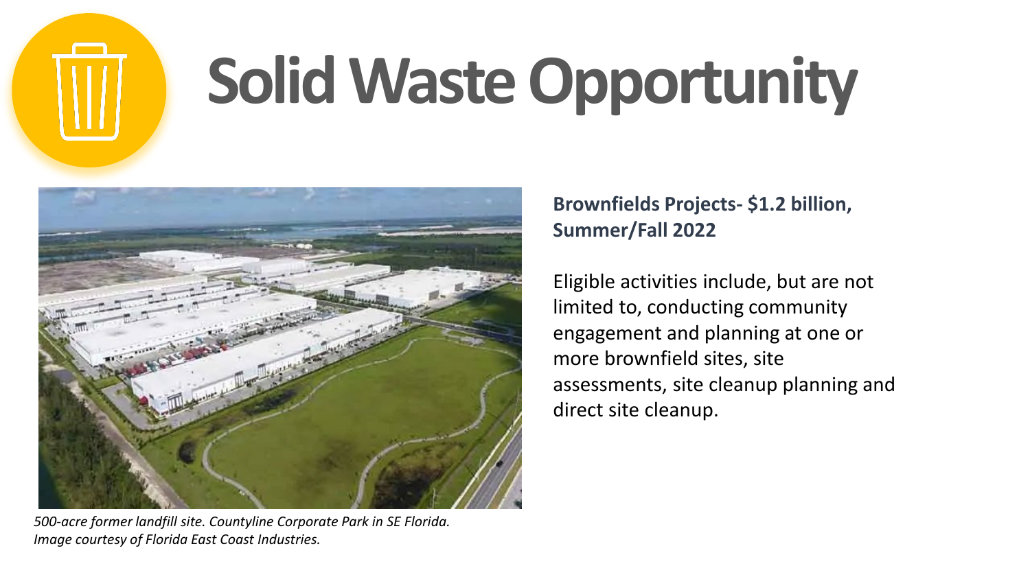# Solid Waste Opportunity

*500-acre former landfill site. Countyline Corporate Park in SE Florida. Image courtesy of Florida East Coast Industries.*

**Brownfields Projects- $1.2 billion, Summer/Fall 2022**

Eligible activities include, but are not limited to, conducting community engagement and planning at one or more brownfield sites, site assessments, site cleanup planning and direct site cleanup.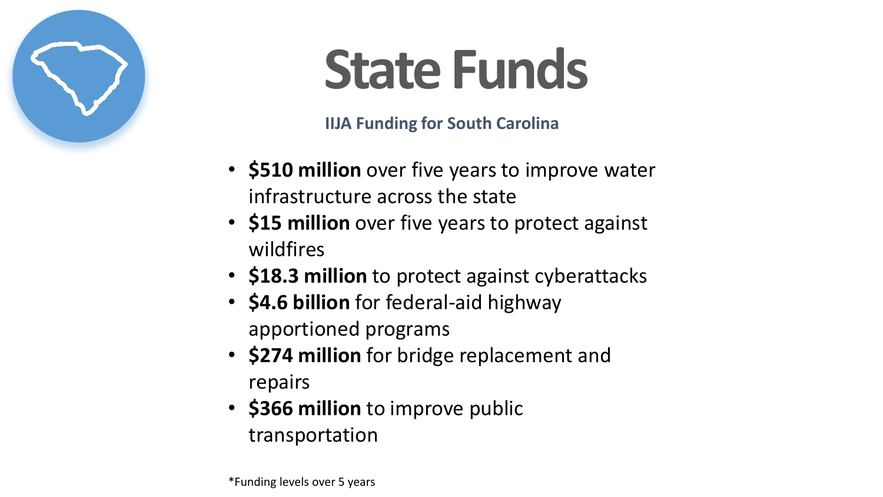# State Funds

**IIJA Funding for South Carolina**

- **$510 million** over five years to improve water infrastructure across the state
- **$15 million** over five years to protect against wildfires
- **$18.3 million** to protect against cyberattacks
- **$4.6 billion** for federal-aid highway apportioned programs
- **$274 million** for bridge replacement and repairs
- **$366 million** to improve public transportation

*Funding levels over 5 years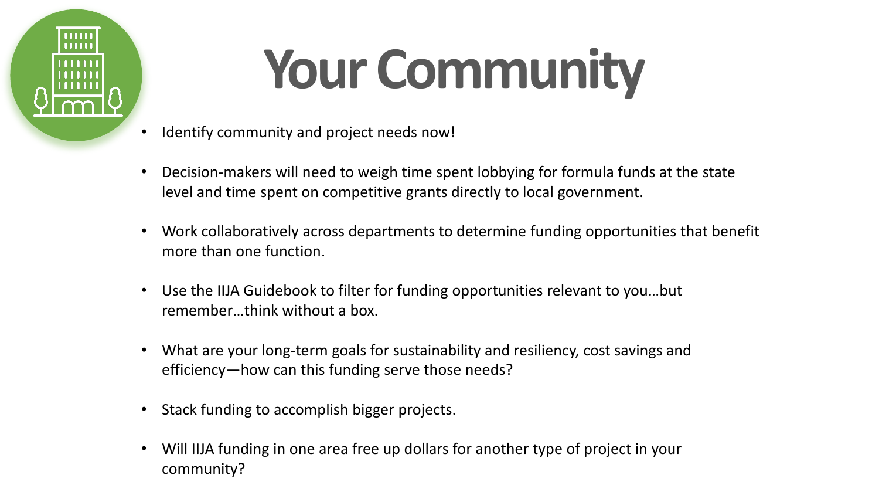# Your Community

- Identify community and project needs now!
- Decision-makers will need to weigh time spent lobbying for formula funds at the state level and time spent on competitive grants directly to local government.
- Work collaboratively across departments to determine funding opportunities that benefit more than one function.
- Use the IIJA Guidebook to filter for funding opportunities relevant to you…but remember…think without a box.
- What are your long-term goals for sustainability and resiliency, cost savings and efficiency—how can this funding serve those needs?
- Stack funding to accomplish bigger projects.
- Will IIJA funding in one area free up dollars for another type of project in your community?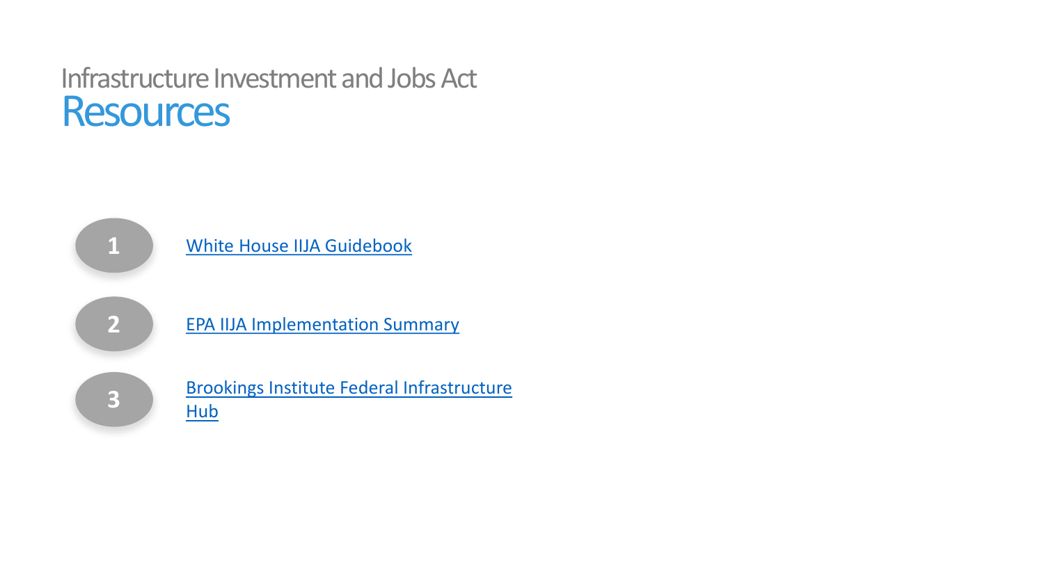# Infrastructure Investment and Jobs Act
## Resources

1. White House IIJA Guidebook
2. EPA IIJA Implementation Summary
3. Brookings Institute Federal Infrastructure Hub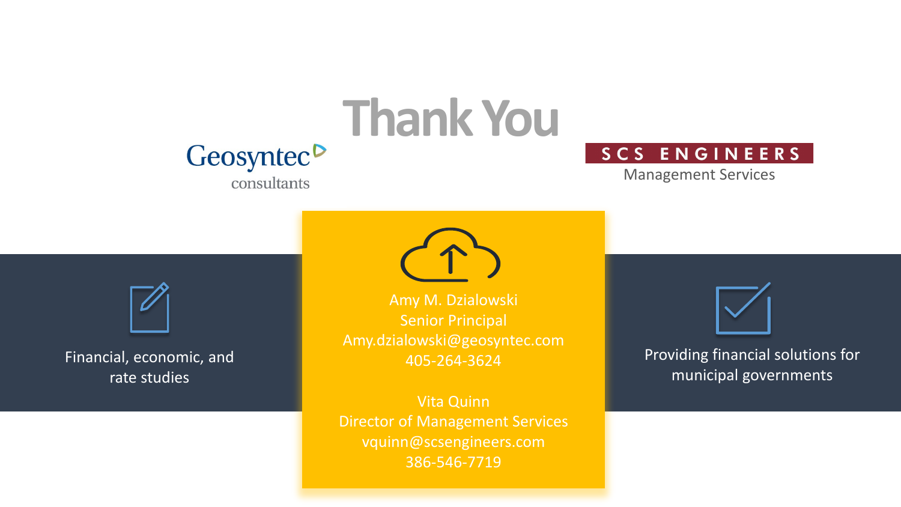# Thank You

Geosyntec consultants

SCS ENGINEERS
Management Services

Financial, economic, and rate studies

Amy M. Dzialowski
Senior Principal
Amy.dzialowski@geosyntec.com
405-264-3624

Vita Quinn
Director of Management Services
vquinn@scsengineers.com
386-546-7719

Providing financial solutions for municipal governments